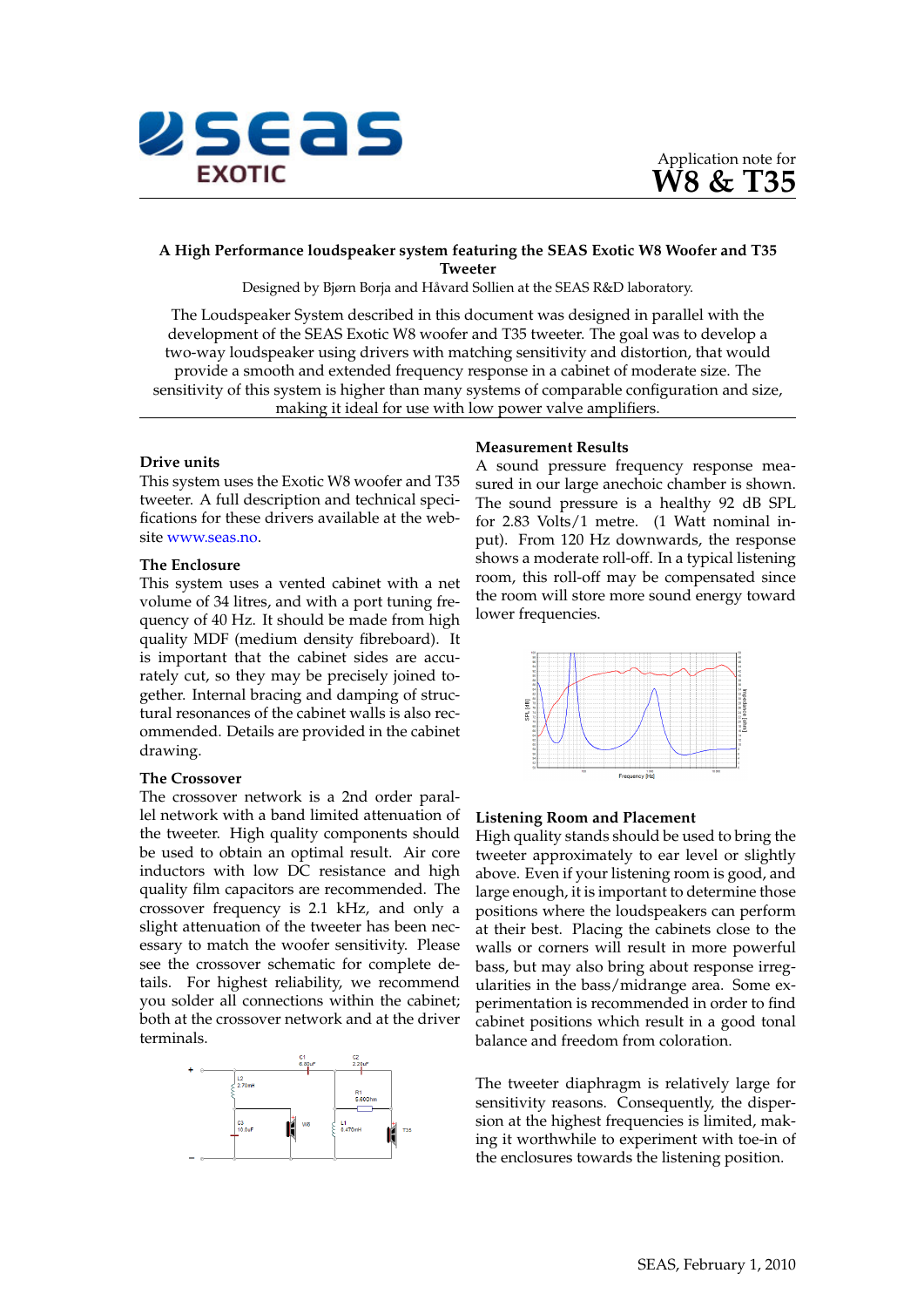Application note for

# W8 & T35

**A High Performance loudspeaker system featuring the SEAS Exotic W8 Woofer and T35 Tweeter**

Designed by Bjørn Borja and Håvard Sollien at the SEAS R&D laboratory.

The Loudspeaker System described in this document was designed in parallel with the development of the SEAS Exotic W8 woofer and T35 tweeter. The goal was to develop a two-way loudspeaker using drivers with matching sensitivity and distortion, that would provide a smooth and extended frequency response in a cabinet of moderate size. The sensitivity of this system is higher than many systems of comparable configuration and size, making it ideal for use with low power valve amplifiers.

## Drive units

This system uses the Exotic W8 woofer and T35 tweeter. A full description and technical specifications for these drivers available at the website www.seas.no.

## The Enclosure

This system uses a vented cabinet with a net volume of 34 litres, and with a port tuning frequency of 40 Hz. It should be made from high quality MDF (medium density fibreboard). It is important that the cabinet sides are accurately cut, so they may be precisely joined together. Internal bracing and damping of structural resonances of the cabinet walls is also recommended. Details are provided in the cabinet drawing.

## The Crossover

The crossover network is a 2nd order parallel network with a band limited attenuation of the tweeter. High quality components should be used to obtain an optimal result. Air core inductors with low DC resistance and high quality film capacitors are recommended. The crossover frequency is 2.1 kHz, and only a slight attenuation of the tweeter has been necessary to match the woofer sensitivity. Please see the crossover schematic for complete details. For highest reliability, we recommend you solder all connections within the cabinet; both at the crossover network and at the driver terminals.

## Measurement Results

A sound pressure frequency response measured in our large anechoic chamber is shown. The sound pressure is a healthy 92 dB SPL for 2.83 Volts/1 metre. (1 Watt nominal input). From 120 Hz downwards, the response shows a moderate roll-off. In a typical listening room, this roll-off may be compensated since the room will store more sound energy toward lower frequencies.

## Listening Room and Placement

High quality stands should be used to bring the tweeter approximately to ear level or slightly above. Even if your listening room is good, and large enough, it is important to determine those positions where the loudspeakers can perform at their best. Placing the cabinets close to the walls or corners will result in more powerful bass, but may also bring about response irregularities in the bass/midrange area. Some experimentation is recommended in order to find cabinet positions which result in a good tonal balance and freedom from coloration.

The tweeter diaphragm is relatively large for sensitivity reasons. Consequently, the dispersion at the highest frequencies is limited, making it worthwhile to experiment with toe-in of the enclosures towards the listening position.

SEAS, February 1, 2010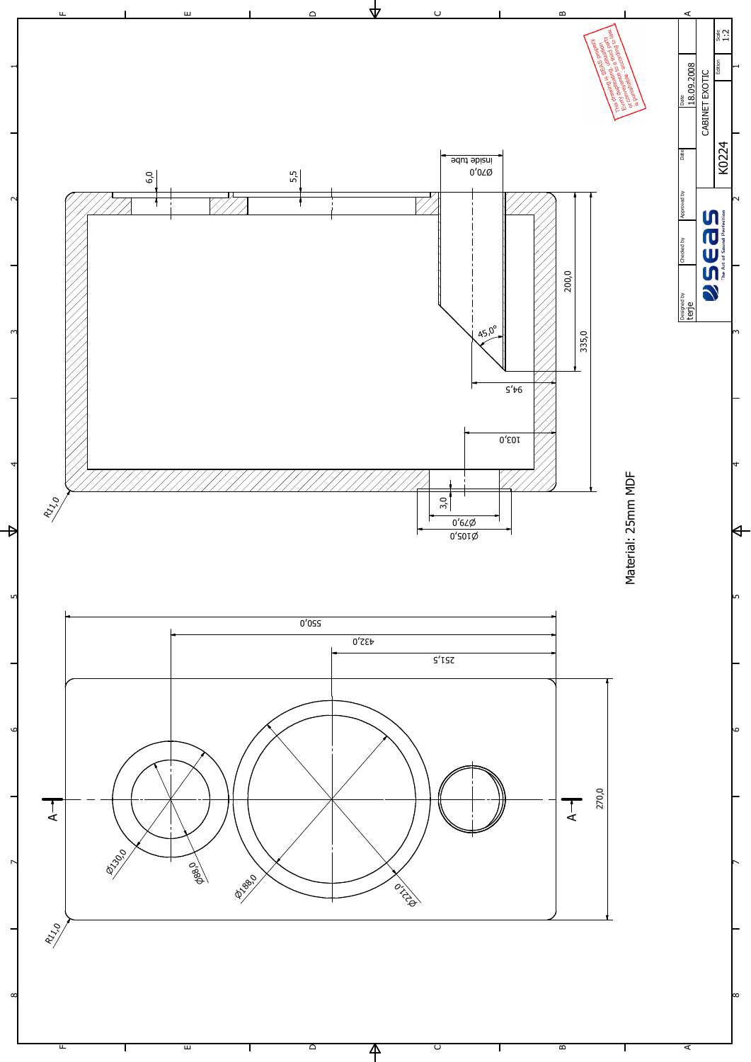Material: 25mm MDF

6,0

5,5

Ø70,0 inside tube

45,0°

200,0

335,0

94,5

103,0

3,0

Ø79,0

Ø105,0

R11,0

550,0

432,0

251,5

270,0

Ø130,0

Ø88,0

Ø188,0

Ø221,0

A

A

R11,0

This drawing is SEAS property and must not be used for any other purpose than originally intended or to be given to a third party without our written permission.

| | | | | | |
|---|---|---|---|---|---|
| Designed by terje | Checked by | Approved by | Date | Date 18.09.2008 | |
| SEAS The Art of Sound Perfection | | | K0224 | CABINET EXOTIC | Edition 1 |
| | | | | | Scale 1:2 |